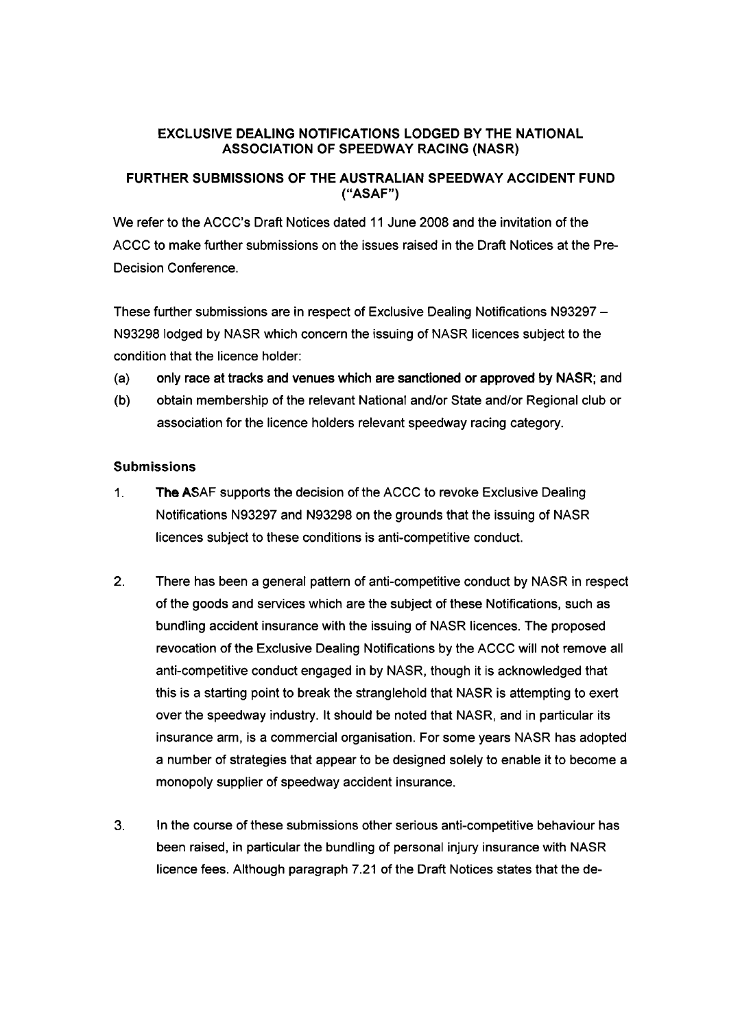**EXCLUSIVE DEALING NOTIFICATIONS LODGED BY THE NATIONAL ASSOCIATION OF SPEEDWAY RACING (NASR)**

**FURTHER SUBMISSIONS OF THE AUSTRALIAN SPEEDWAY ACCIDENT FUND ("ASAF")**

We refer to the ACCC's Draft Notices dated 11 June 2008 and the invitation of the ACCC to make further submissions on the issues raised in the Draft Notices at the Pre-Decision Conference.

These further submissions are in respect of Exclusive Dealing Notifications N93297 – N93298 lodged by NASR which concern the issuing of NASR licences subject to the condition that the licence holder:

(a) **only race at tracks and venues which are sanctioned or approved by NASR**; and

(b) obtain membership of the relevant National and/or State and/or Regional club or association for the licence holders relevant speedway racing category.

**Submissions**

1. **The AS**AF supports the decision of the ACCC to revoke Exclusive Dealing Notifications N93297 and N93298 on the grounds that the issuing of NASR licences subject to these conditions is anti-competitive conduct.

2. There has been a general pattern of anti-competitive conduct by NASR in respect of the goods and services which are the subject of these Notifications, such as bundling accident insurance with the issuing of NASR licences. The proposed revocation of the Exclusive Dealing Notifications by the ACCC will not remove all anti-competitive conduct engaged in by NASR, though it is acknowledged that this is a starting point to break the stranglehold that NASR is attempting to exert over the speedway industry. It should be noted that NASR, and in particular its insurance arm, is a commercial organisation. For some years NASR has adopted a number of strategies that appear to be designed solely to enable it to become a monopoly supplier of speedway accident insurance.

3. In the course of these submissions other serious anti-competitive behaviour has been raised, in particular the bundling of personal injury insurance with NASR licence fees. Although paragraph 7.21 of the Draft Notices states that the de-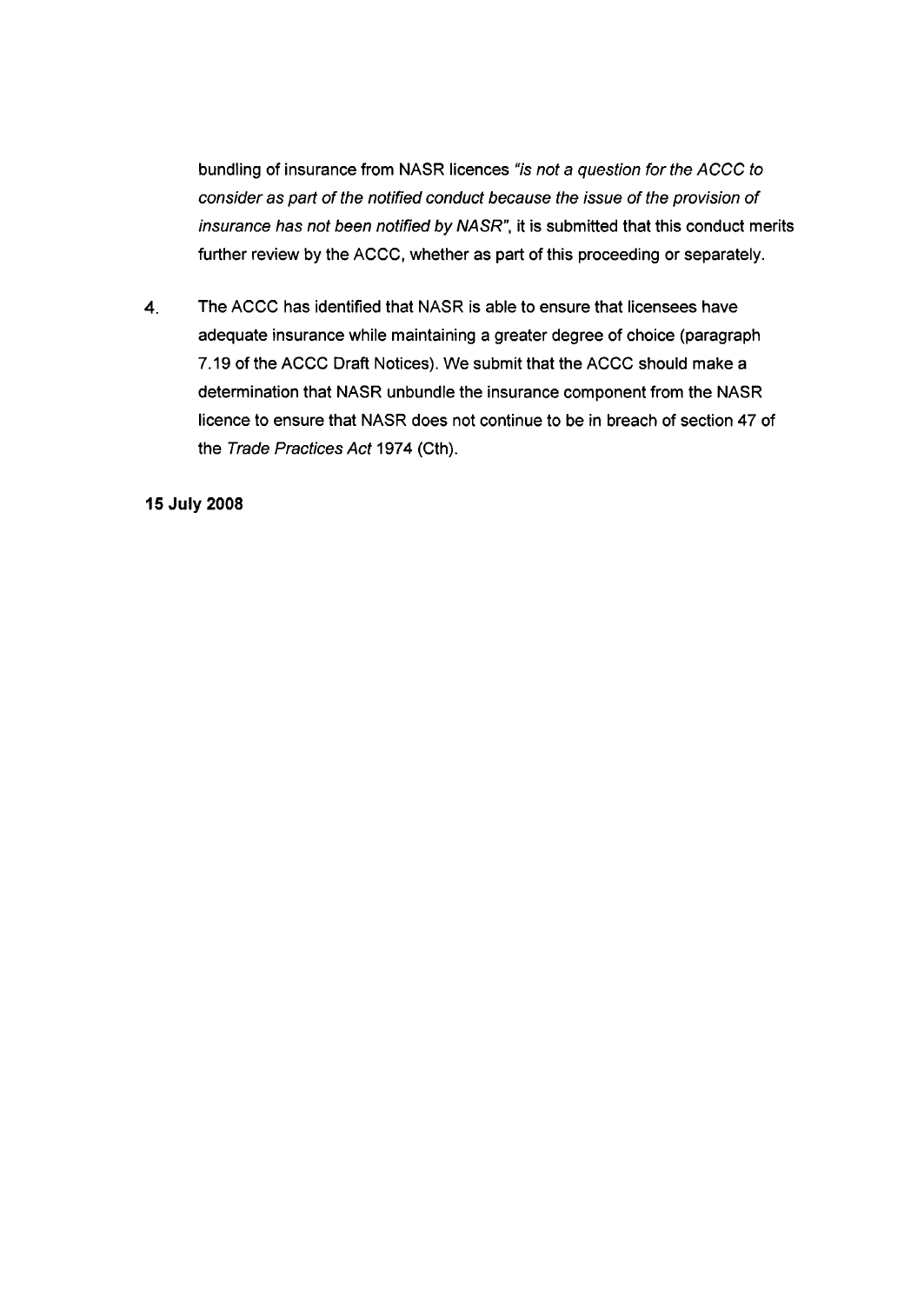bundling of insurance from NASR licences *"is not a question for the ACCC to consider as part of the notified conduct because the issue of the provision of insurance has not been notified by NASR"*, it is submitted that this conduct merits further review by the ACCC, whether as part of this proceeding or separately.

4. The ACCC has identified that NASR is able to ensure that licensees have adequate insurance while maintaining a greater degree of choice (paragraph 7.19 of the ACCC Draft Notices). We submit that the ACCC should make a determination that NASR unbundle the insurance component from the NASR licence to ensure that NASR does not continue to be in breach of section 47 of the *Trade Practices Act* 1974 (Cth).

**15 July 2008**